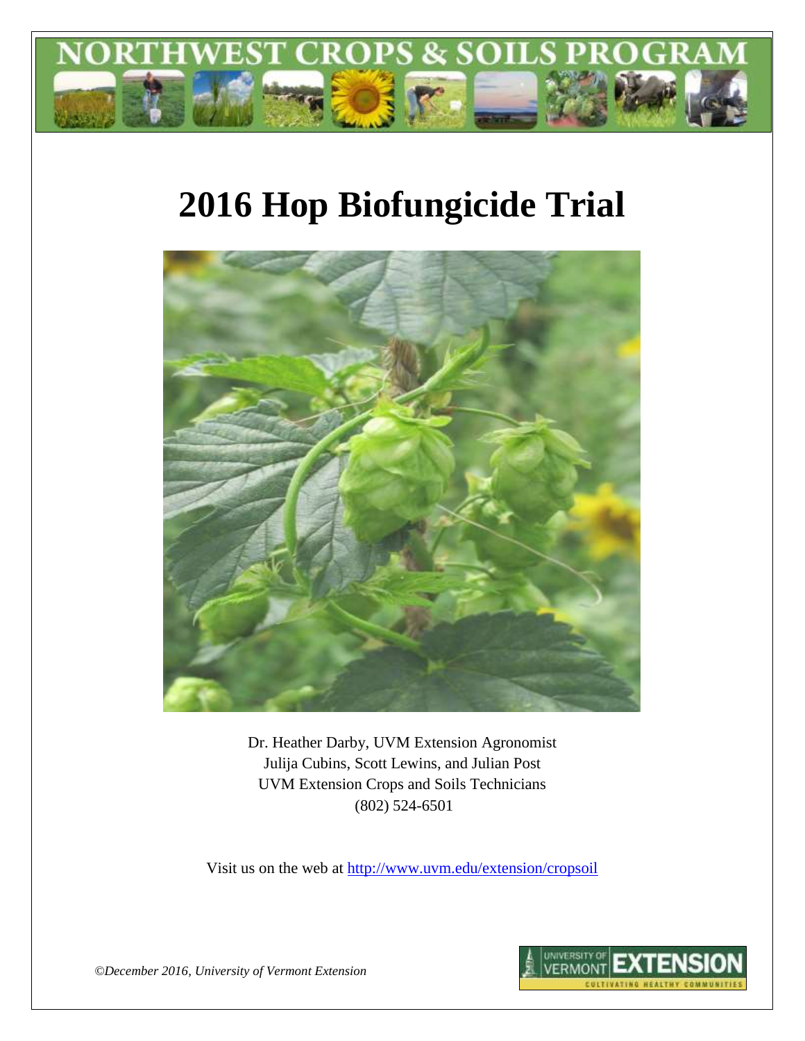NORTHWEST CROPS & SOILS PROGRAM

# 2016 Hop Biofungicide Trial

Dr. Heather Darby, UVM Extension Agronomist
Julija Cubins, Scott Lewins, and Julian Post
UVM Extension Crops and Soils Technicians
(802) 524-6501

Visit us on the web at [http://www.uvm.edu/extension/cropsoil](http://www.uvm.edu/extension/cropsoil)

*©December 2016, University of Vermont Extension*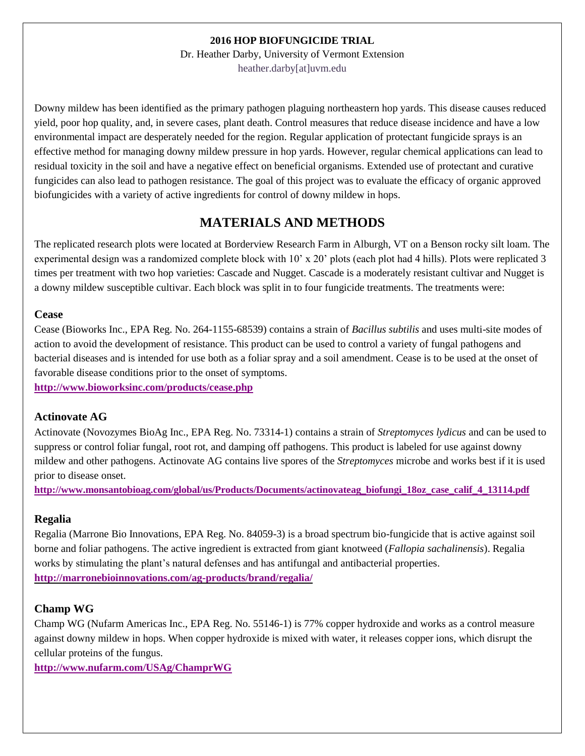**2016 HOP BIOFUNGICIDE TRIAL**

Dr. Heather Darby, University of Vermont Extension

heather.darby[at]uvm.edu

Downy mildew has been identified as the primary pathogen plaguing northeastern hop yards. This disease causes reduced yield, poor hop quality, and, in severe cases, plant death. Control measures that reduce disease incidence and have a low environmental impact are desperately needed for the region. Regular application of protectant fungicide sprays is an effective method for managing downy mildew pressure in hop yards. However, regular chemical applications can lead to residual toxicity in the soil and have a negative effect on beneficial organisms. Extended use of protectant and curative fungicides can also lead to pathogen resistance. The goal of this project was to evaluate the efficacy of organic approved biofungicides with a variety of active ingredients for control of downy mildew in hops.

## MATERIALS AND METHODS

The replicated research plots were located at Borderview Research Farm in Alburgh, VT on a Benson rocky silt loam. The experimental design was a randomized complete block with 10' x 20' plots (each plot had 4 hills). Plots were replicated 3 times per treatment with two hop varieties: Cascade and Nugget. Cascade is a moderately resistant cultivar and Nugget is a downy mildew susceptible cultivar. Each block was split in to four fungicide treatments. The treatments were:

### Cease

Cease (Bioworks Inc., EPA Reg. No. 264-1155-68539) contains a strain of *Bacillus subtilis* and uses multi-site modes of action to avoid the development of resistance. This product can be used to control a variety of fungal pathogens and bacterial diseases and is intended for use both as a foliar spray and a soil amendment. Cease is to be used at the onset of favorable disease conditions prior to the onset of symptoms.

**http://www.bioworksinc.com/products/cease.php**

### Actinovate AG

Actinovate (Novozymes BioAg Inc., EPA Reg. No. 73314-1) contains a strain of *Streptomyces lydicus* and can be used to suppress or control foliar fungal, root rot, and damping off pathogens. This product is labeled for use against downy mildew and other pathogens. Actinovate AG contains live spores of the *Streptomyces* microbe and works best if it is used prior to disease onset.

**http://www.monsantobioag.com/global/us/Products/Documents/actinovateag_biofungi_18oz_case_calif_4_13114.pdf**

### Regalia

Regalia (Marrone Bio Innovations, EPA Reg. No. 84059-3) is a broad spectrum bio-fungicide that is active against soil borne and foliar pathogens. The active ingredient is extracted from giant knotweed (*Fallopia sachalinensis*). Regalia works by stimulating the plant's natural defenses and has antifungal and antibacterial properties.

**http://marronebioinnovations.com/ag-products/brand/regalia/**

### Champ WG

Champ WG (Nufarm Americas Inc., EPA Reg. No. 55146-1) is 77% copper hydroxide and works as a control measure against downy mildew in hops. When copper hydroxide is mixed with water, it releases copper ions, which disrupt the cellular proteins of the fungus.

**http://www.nufarm.com/USAg/ChamprWG**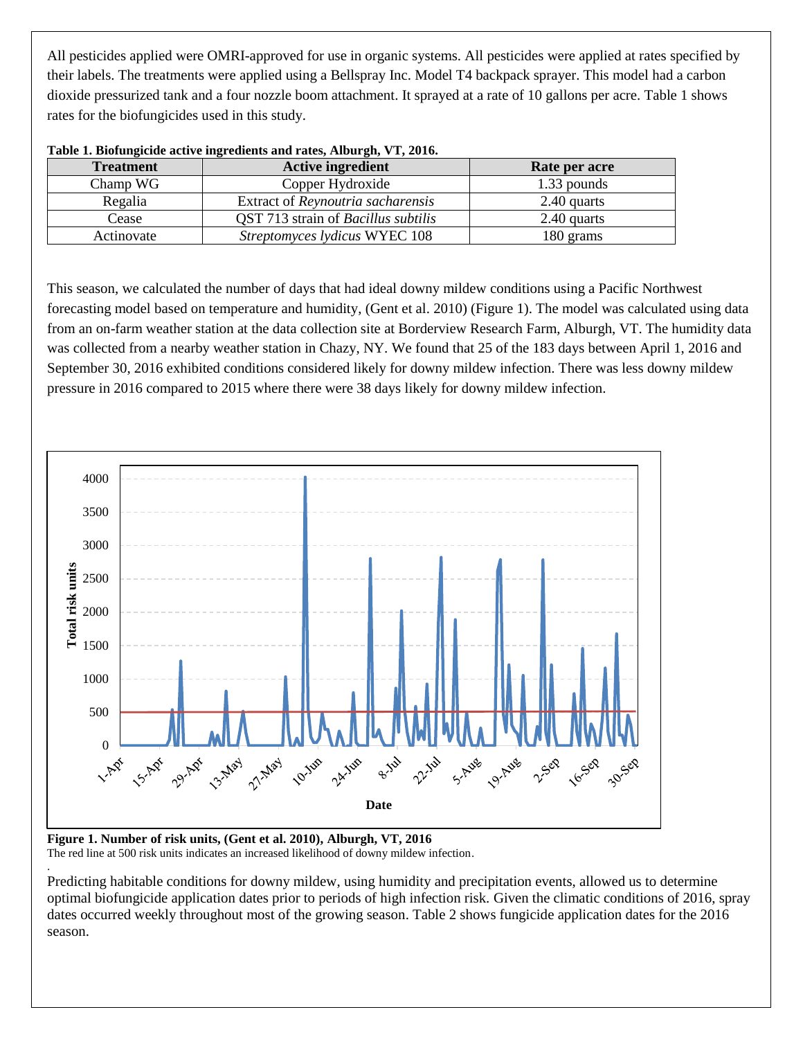All pesticides applied were OMRI-approved for use in organic systems. All pesticides were applied at rates specified by their labels. The treatments were applied using a Bellspray Inc. Model T4 backpack sprayer. This model had a carbon dioxide pressurized tank and a four nozzle boom attachment. It sprayed at a rate of 10 gallons per acre. Table 1 shows rates for the biofungicides used in this study.

**Table 1. Biofungicide active ingredients and rates, Alburgh, VT, 2016.**

| Treatment | Active ingredient | Rate per acre |
|---|---|---|
| Champ WG | Copper Hydroxide | 1.33 pounds |
| Regalia | Extract of *Reynoutria sacharensis* | 2.40 quarts |
| Cease | QST 713 strain of *Bacillus subtilis* | 2.40 quarts |
| Actinovate | *Streptomyces lydicus* WYEC 108 | 180 grams |

This season, we calculated the number of days that had ideal downy mildew conditions using a Pacific Northwest forecasting model based on temperature and humidity, (Gent et al. 2010) (Figure 1). The model was calculated using data from an on-farm weather station at the data collection site at Borderview Research Farm, Alburgh, VT. The humidity data was collected from a nearby weather station in Chazy, NY. We found that 25 of the 183 days between April 1, 2016 and September 30, 2016 exhibited conditions considered likely for downy mildew infection. There was less downy mildew pressure in 2016 compared to 2015 where there were 38 days likely for downy mildew infection.

**Figure 1. Number of risk units, (Gent et al. 2010), Alburgh, VT, 2016**
The red line at 500 risk units indicates an increased likelihood of downy mildew infection.

Predicting habitable conditions for downy mildew, using humidity and precipitation events, allowed us to determine optimal biofungicide application dates prior to periods of high infection risk. Given the climatic conditions of 2016, spray dates occurred weekly throughout most of the growing season. Table 2 shows fungicide application dates for the 2016 season.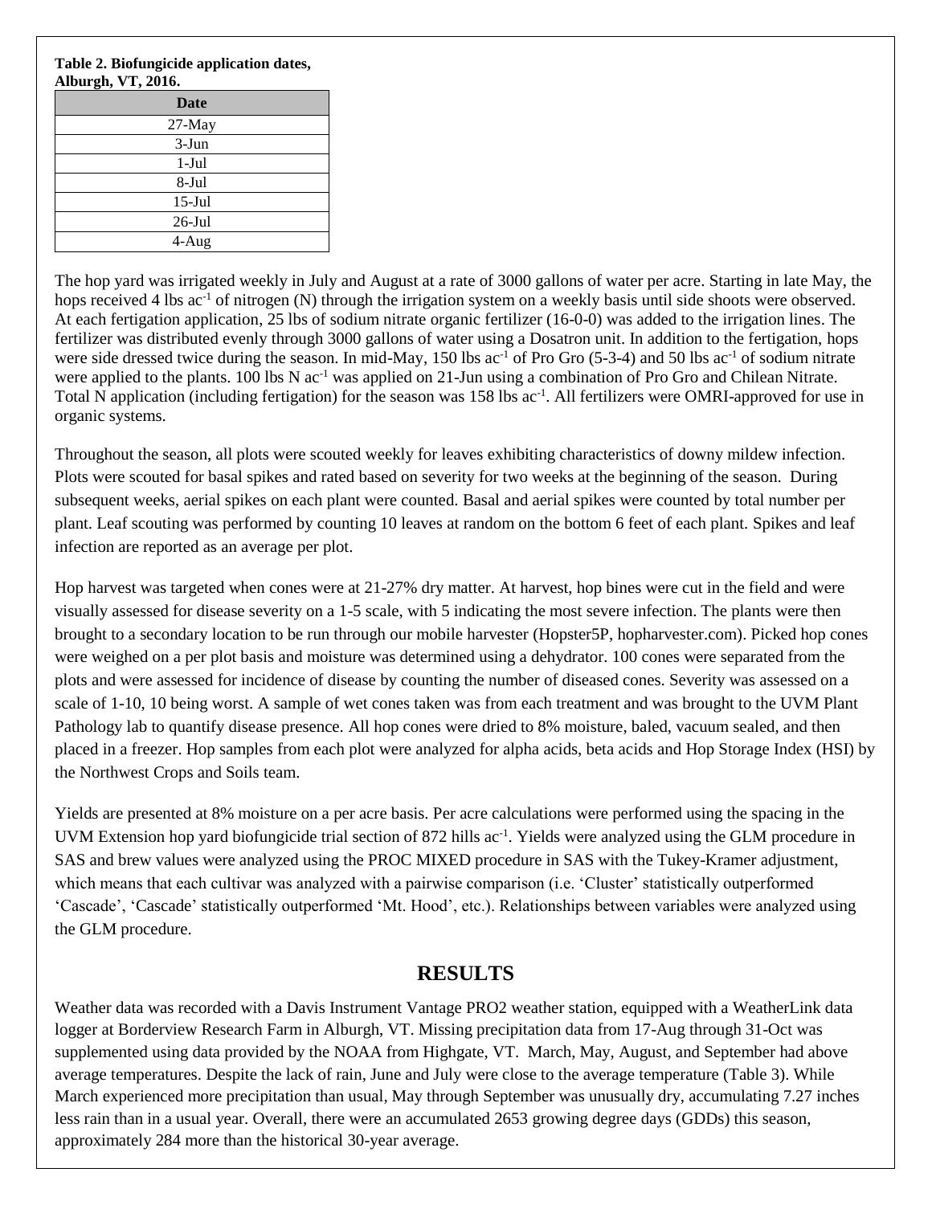**Table 2. Biofungicide application dates, Alburgh, VT, 2016.**

| Date |
|---|
| 27-May |
| 3-Jun |
| 1-Jul |
| 8-Jul |
| 15-Jul |
| 26-Jul |
| 4-Aug |

The hop yard was irrigated weekly in July and August at a rate of 3000 gallons of water per acre. Starting in late May, the hops received 4 lbs $ac^{-1}$ of nitrogen (N) through the irrigation system on a weekly basis until side shoots were observed. At each fertigation application, 25 lbs of sodium nitrate organic fertilizer (16-0-0) was added to the irrigation lines. The fertilizer was distributed evenly through 3000 gallons of water using a Dosatron unit. In addition to the fertigation, hops were side dressed twice during the season. In mid-May, 150 lbs $ac^{-1}$ of Pro Gro (5-3-4) and 50 lbs $ac^{-1}$ of sodium nitrate were applied to the plants. 100 lbs N $ac^{-1}$ was applied on 21-Jun using a combination of Pro Gro and Chilean Nitrate. Total N application (including fertigation) for the season was 158 lbs $ac^{-1}$. All fertilizers were OMRI-approved for use in organic systems.

Throughout the season, all plots were scouted weekly for leaves exhibiting characteristics of downy mildew infection. Plots were scouted for basal spikes and rated based on severity for two weeks at the beginning of the season. During subsequent weeks, aerial spikes on each plant were counted. Basal and aerial spikes were counted by total number per plant. Leaf scouting was performed by counting 10 leaves at random on the bottom 6 feet of each plant. Spikes and leaf infection are reported as an average per plot.

Hop harvest was targeted when cones were at 21-27% dry matter. At harvest, hop bines were cut in the field and were visually assessed for disease severity on a 1-5 scale, with 5 indicating the most severe infection. The plants were then brought to a secondary location to be run through our mobile harvester (Hopster5P, hopharvester.com). Picked hop cones were weighed on a per plot basis and moisture was determined using a dehydrator. 100 cones were separated from the plots and were assessed for incidence of disease by counting the number of diseased cones. Severity was assessed on a scale of 1-10, 10 being worst. A sample of wet cones taken was from each treatment and was brought to the UVM Plant Pathology lab to quantify disease presence. All hop cones were dried to 8% moisture, baled, vacuum sealed, and then placed in a freezer. Hop samples from each plot were analyzed for alpha acids, beta acids and Hop Storage Index (HSI) by the Northwest Crops and Soils team.

Yields are presented at 8% moisture on a per acre basis. Per acre calculations were performed using the spacing in the UVM Extension hop yard biofungicide trial section of 872 hills $ac^{-1}$. Yields were analyzed using the GLM procedure in SAS and brew values were analyzed using the PROC MIXED procedure in SAS with the Tukey-Kramer adjustment, which means that each cultivar was analyzed with a pairwise comparison (i.e. 'Cluster' statistically outperformed 'Cascade', 'Cascade' statistically outperformed 'Mt. Hood', etc.). Relationships between variables were analyzed using the GLM procedure.

## RESULTS

Weather data was recorded with a Davis Instrument Vantage PRO2 weather station, equipped with a WeatherLink data logger at Borderview Research Farm in Alburgh, VT. Missing precipitation data from 17-Aug through 31-Oct was supplemented using data provided by the NOAA from Highgate, VT. March, May, August, and September had above average temperatures. Despite the lack of rain, June and July were close to the average temperature (Table 3). While March experienced more precipitation than usual, May through September was unusually dry, accumulating 7.27 inches less rain than in a usual year. Overall, there were an accumulated 2653 growing degree days (GDDs) this season, approximately 284 more than the historical 30-year average.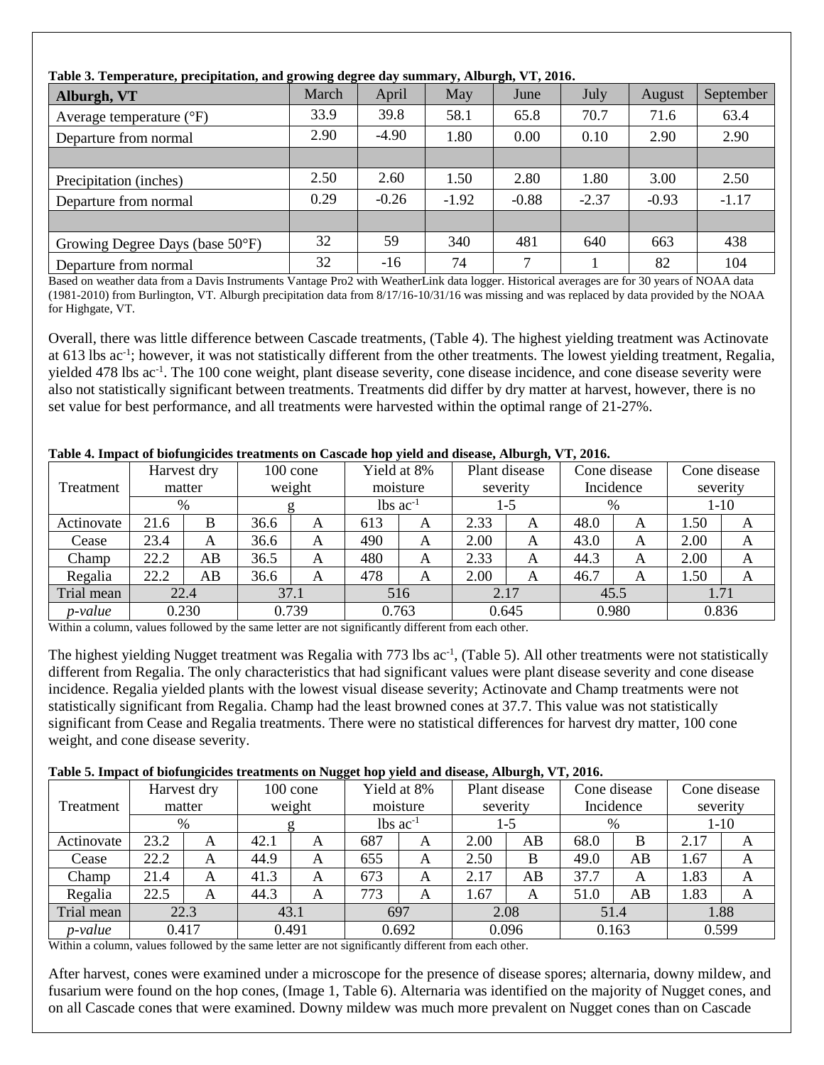**Table 3. Temperature, precipitation, and growing degree day summary, Alburgh, VT, 2016.**

| Alburgh, VT | March | April | May | June | July | August | September |
|---|---|---|---|---|---|---|---|
| Average temperature (°F) | 33.9 | 39.8 | 58.1 | 65.8 | 70.7 | 71.6 | 63.4 |
| Departure from normal | 2.90 | -4.90 | 1.80 | 0.00 | 0.10 | 2.90 | 2.90 |
| | | | | | | | |
| Precipitation (inches) | 2.50 | 2.60 | 1.50 | 2.80 | 1.80 | 3.00 | 2.50 |
| Departure from normal | 0.29 | -0.26 | -1.92 | -0.88 | -2.37 | -0.93 | -1.17 |
| | | | | | | | |
| Growing Degree Days (base 50°F) | 32 | 59 | 340 | 481 | 640 | 663 | 438 |
| Departure from normal | 32 | -16 | 74 | 7 | 1 | 82 | 104 |

Based on weather data from a Davis Instruments Vantage Pro2 with WeatherLink data logger. Historical averages are for 30 years of NOAA data (1981-2010) from Burlington, VT. Alburgh precipitation data from 8/17/16-10/31/16 was missing and was replaced by data provided by the NOAA for Highgate, VT.

Overall, there was little difference between Cascade treatments, (Table 4). The highest yielding treatment was Actinovate at 613 lbs ac$^{-1}$; however, it was not statistically different from the other treatments. The lowest yielding treatment, Regalia, yielded 478 lbs ac$^{-1}$. The 100 cone weight, plant disease severity, cone disease incidence, and cone disease severity were also not statistically significant between treatments. Treatments did differ by dry matter at harvest, however, there is no set value for best performance, and all treatments were harvested within the optimal range of 21-27%.

**Table 4. Impact of biofungicides treatments on Cascade hop yield and disease, Alburgh, VT, 2016.**

| Treatment | Harvest dry matter | | 100 cone weight | | Yield at 8% moisture | | Plant disease severity | | Cone disease Incidence | | Cone disease severity | |
|---|---|---|---|---|---|---|---|---|---|---|---|---|
| | % | | g | | lbs ac$^{-1}$ | | 1-5 | | % | | 1-10 | |
| Actinovate | 21.6 | B | 36.6 | A | 613 | A | 2.33 | A | 48.0 | A | 1.50 | A |
| Cease | 23.4 | A | 36.6 | A | 490 | A | 2.00 | A | 43.0 | A | 2.00 | A |
| Champ | 22.2 | AB | 36.5 | A | 480 | A | 2.33 | A | 44.3 | A | 2.00 | A |
| Regalia | 22.2 | AB | 36.6 | A | 478 | A | 2.00 | A | 46.7 | A | 1.50 | A |
| Trial mean | 22.4 | | 37.1 | | 516 | | 2.17 | | 45.5 | | 1.71 | |
| *p-value* | 0.230 | | 0.739 | | 0.763 | | 0.645 | | 0.980 | | 0.836 | |

Within a column, values followed by the same letter are not significantly different from each other.

The highest yielding Nugget treatment was Regalia with 773 lbs ac$^{-1}$, (Table 5). All other treatments were not statistically different from Regalia. The only characteristics that had significant values were plant disease severity and cone disease incidence. Regalia yielded plants with the lowest visual disease severity; Actinovate and Champ treatments were not statistically significant from Regalia. Champ had the least browned cones at 37.7. This value was not statistically significant from Cease and Regalia treatments. There were no statistical differences for harvest dry matter, 100 cone weight, and cone disease severity.

**Table 5. Impact of biofungicides treatments on Nugget hop yield and disease, Alburgh, VT, 2016.**

| Treatment | Harvest dry matter | | 100 cone weight | | Yield at 8% moisture | | Plant disease severity | | Cone disease Incidence | | Cone disease severity | |
|---|---|---|---|---|---|---|---|---|---|---|---|---|
| | % | | g | | lbs ac$^{-1}$ | | 1-5 | | % | | 1-10 | |
| Actinovate | 23.2 | A | 42.1 | A | 687 | A | 2.00 | AB | 68.0 | B | 2.17 | A |
| Cease | 22.2 | A | 44.9 | A | 655 | A | 2.50 | B | 49.0 | AB | 1.67 | A |
| Champ | 21.4 | A | 41.3 | A | 673 | A | 2.17 | AB | 37.7 | A | 1.83 | A |
| Regalia | 22.5 | A | 44.3 | A | 773 | A | 1.67 | A | 51.0 | AB | 1.83 | A |
| Trial mean | 22.3 | | 43.1 | | 697 | | 2.08 | | 51.4 | | 1.88 | |
| *p-value* | 0.417 | | 0.491 | | 0.692 | | 0.096 | | 0.163 | | 0.599 | |

Within a column, values followed by the same letter are not significantly different from each other.

After harvest, cones were examined under a microscope for the presence of disease spores; alternaria, downy mildew, and fusarium were found on the hop cones, (Image 1, Table 6). Alternaria was identified on the majority of Nugget cones, and on all Cascade cones that were examined. Downy mildew was much more prevalent on Nugget cones than on Cascade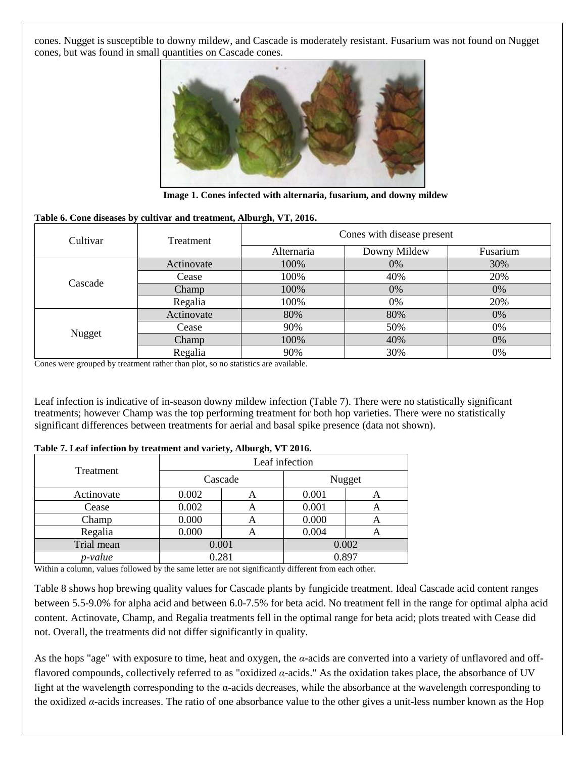cones. Nugget is susceptible to downy mildew, and Cascade is moderately resistant. Fusarium was not found on Nugget cones, but was found in small quantities on Cascade cones.

**Image 1. Cones infected with alternaria, fusarium, and downy mildew**

**Table 6. Cone diseases by cultivar and treatment, Alburgh, VT, 2016.**

| Cultivar | Treatment | Cones with disease present | | |
|---|---|---|---|---|
| | | Alternaria | Downy Mildew | Fusarium |
| Cascade | Actinovate | 100% | 0% | 30% |
| | Cease | 100% | 40% | 20% |
| | Champ | 100% | 0% | 0% |
| | Regalia | 100% | 0% | 20% |
| Nugget | Actinovate | 80% | 80% | 0% |
| | Cease | 90% | 50% | 0% |
| | Champ | 100% | 40% | 0% |
| | Regalia | 90% | 30% | 0% |

Cones were grouped by treatment rather than plot, so no statistics are available.

Leaf infection is indicative of in-season downy mildew infection (Table 7). There were no statistically significant treatments; however Champ was the top performing treatment for both hop varieties. There were no statistically significant differences between treatments for aerial and basal spike presence (data not shown).

**Table 7. Leaf infection by treatment and variety, Alburgh, VT 2016.**

| Treatment | Leaf infection | | | |
|---|---|---|---|---|
| | Cascade | | Nugget | |
| Actinovate | 0.002 | A | 0.001 | A |
| Cease | 0.002 | A | 0.001 | A |
| Champ | 0.000 | A | 0.000 | A |
| Regalia | 0.000 | A | 0.004 | A |
| Trial mean | 0.001 | | 0.002 | |
| *p-value* | 0.281 | | 0.897 | |

Within a column, values followed by the same letter are not significantly different from each other.

Table 8 shows hop brewing quality values for Cascade plants by fungicide treatment. Ideal Cascade acid content ranges between 5.5-9.0% for alpha acid and between 6.0-7.5% for beta acid. No treatment fell in the range for optimal alpha acid content. Actinovate, Champ, and Regalia treatments fell in the optimal range for beta acid; plots treated with Cease did not. Overall, the treatments did not differ significantly in quality.

As the hops "age" with exposure to time, heat and oxygen, the $\alpha$-acids are converted into a variety of unflavored and off-flavored compounds, collectively referred to as "oxidized $\alpha$-acids." As the oxidation takes place, the absorbance of UV light at the wavelength corresponding to the $\alpha$-acids decreases, while the absorbance at the wavelength corresponding to the oxidized $\alpha$-acids increases. The ratio of one absorbance value to the other gives a unit-less number known as the Hop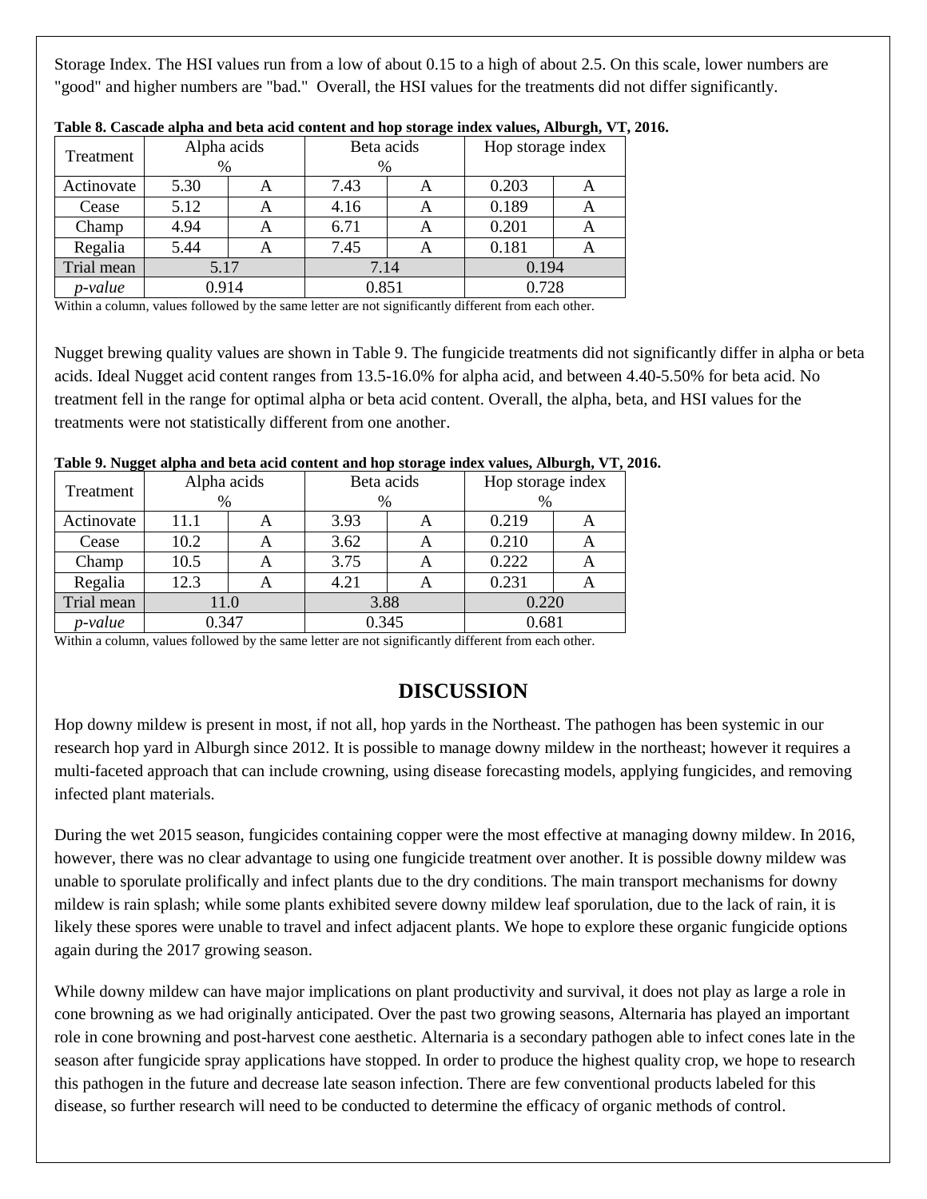Storage Index. The HSI values run from a low of about 0.15 to a high of about 2.5. On this scale, lower numbers are "good" and higher numbers are "bad." Overall, the HSI values for the treatments did not differ significantly.

**Table 8. Cascade alpha and beta acid content and hop storage index values, Alburgh, VT, 2016.**

| Treatment | Alpha acids % | | Beta acids % | | Hop storage index | |
|---|---|---|---|---|---|---|
| Actinovate | 5.30 | A | 7.43 | A | 0.203 | A |
| Cease | 5.12 | A | 4.16 | A | 0.189 | A |
| Champ | 4.94 | A | 6.71 | A | 0.201 | A |
| Regalia | 5.44 | A | 7.45 | A | 0.181 | A |
| Trial mean | 5.17 | | 7.14 | | 0.194 | |
| *p-value* | 0.914 | | 0.851 | | 0.728 | |

Within a column, values followed by the same letter are not significantly different from each other.

Nugget brewing quality values are shown in Table 9. The fungicide treatments did not significantly differ in alpha or beta acids. Ideal Nugget acid content ranges from 13.5-16.0% for alpha acid, and between 4.40-5.50% for beta acid. No treatment fell in the range for optimal alpha or beta acid content. Overall, the alpha, beta, and HSI values for the treatments were not statistically different from one another.

**Table 9. Nugget alpha and beta acid content and hop storage index values, Alburgh, VT, 2016.**

| Treatment | Alpha acids % | | Beta acids % | | Hop storage index % | |
|---|---|---|---|---|---|---|
| Actinovate | 11.1 | A | 3.93 | A | 0.219 | A |
| Cease | 10.2 | A | 3.62 | A | 0.210 | A |
| Champ | 10.5 | A | 3.75 | A | 0.222 | A |
| Regalia | 12.3 | A | 4.21 | A | 0.231 | A |
| Trial mean | 11.0 | | 3.88 | | 0.220 | |
| *p-value* | 0.347 | | 0.345 | | 0.681 | |

Within a column, values followed by the same letter are not significantly different from each other.

## DISCUSSION

Hop downy mildew is present in most, if not all, hop yards in the Northeast. The pathogen has been systemic in our research hop yard in Alburgh since 2012. It is possible to manage downy mildew in the northeast; however it requires a multi-faceted approach that can include crowning, using disease forecasting models, applying fungicides, and removing infected plant materials.

During the wet 2015 season, fungicides containing copper were the most effective at managing downy mildew. In 2016, however, there was no clear advantage to using one fungicide treatment over another. It is possible downy mildew was unable to sporulate prolifically and infect plants due to the dry conditions. The main transport mechanisms for downy mildew is rain splash; while some plants exhibited severe downy mildew leaf sporulation, due to the lack of rain, it is likely these spores were unable to travel and infect adjacent plants. We hope to explore these organic fungicide options again during the 2017 growing season.

While downy mildew can have major implications on plant productivity and survival, it does not play as large a role in cone browning as we had originally anticipated. Over the past two growing seasons, Alternaria has played an important role in cone browning and post-harvest cone aesthetic. Alternaria is a secondary pathogen able to infect cones late in the season after fungicide spray applications have stopped. In order to produce the highest quality crop, we hope to research this pathogen in the future and decrease late season infection. There are few conventional products labeled for this disease, so further research will need to be conducted to determine the efficacy of organic methods of control.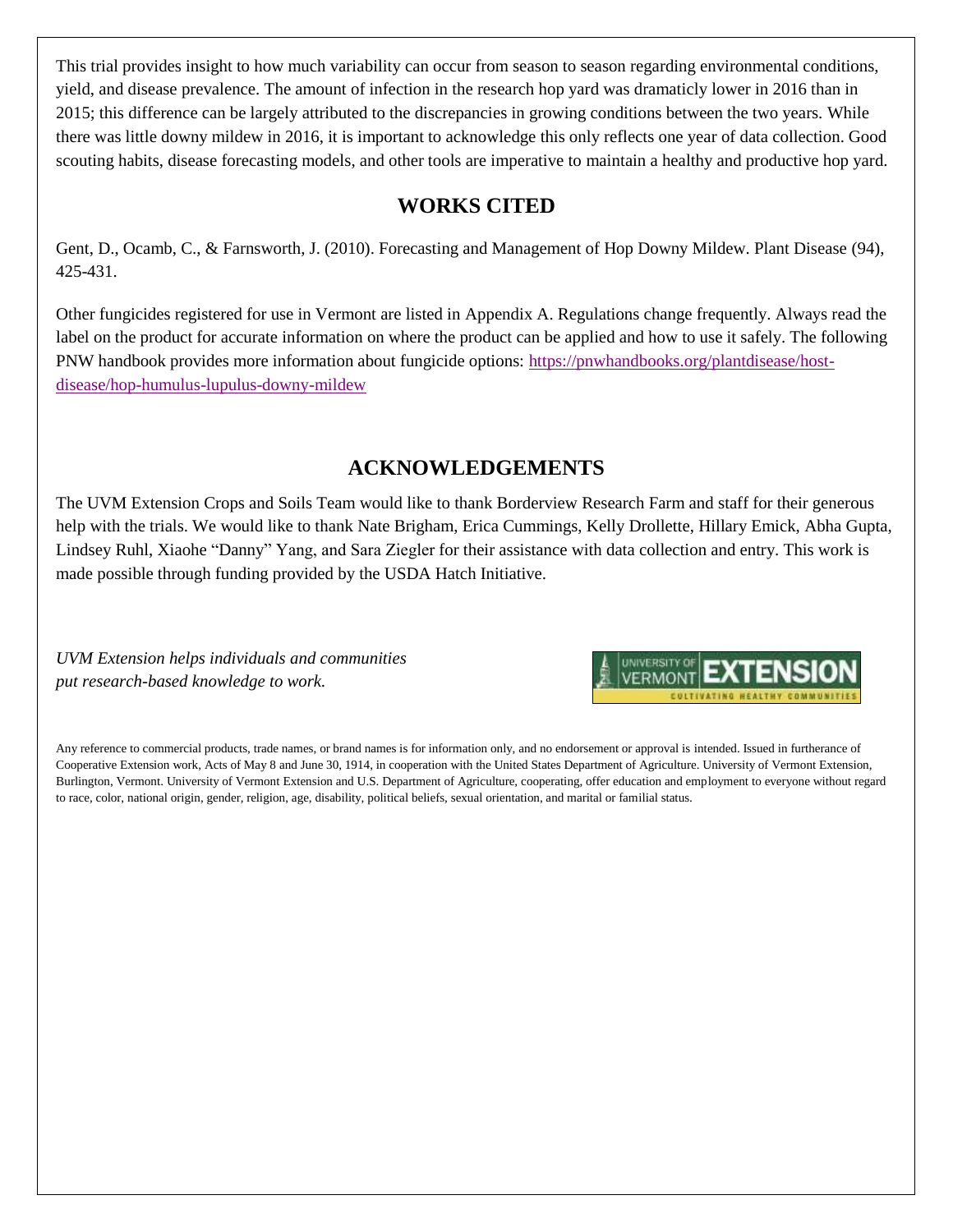This trial provides insight to how much variability can occur from season to season regarding environmental conditions, yield, and disease prevalence. The amount of infection in the research hop yard was dramaticly lower in 2016 than in 2015; this difference can be largely attributed to the discrepancies in growing conditions between the two years. While there was little downy mildew in 2016, it is important to acknowledge this only reflects one year of data collection. Good scouting habits, disease forecasting models, and other tools are imperative to maintain a healthy and productive hop yard.

## WORKS CITED

Gent, D., Ocamb, C., & Farnsworth, J. (2010). Forecasting and Management of Hop Downy Mildew. Plant Disease (94), 425-431.

Other fungicides registered for use in Vermont are listed in Appendix A. Regulations change frequently. Always read the label on the product for accurate information on where the product can be applied and how to use it safely. The following PNW handbook provides more information about fungicide options: https://pnwhandbooks.org/plantdisease/host-disease/hop-humulus-lupulus-downy-mildew

## ACKNOWLEDGEMENTS

The UVM Extension Crops and Soils Team would like to thank Borderview Research Farm and staff for their generous help with the trials. We would like to thank Nate Brigham, Erica Cummings, Kelly Drollette, Hillary Emick, Abha Gupta, Lindsey Ruhl, Xiaohe "Danny" Yang, and Sara Ziegler for their assistance with data collection and entry. This work is made possible through funding provided by the USDA Hatch Initiative.

*UVM Extension helps individuals and communities put research-based knowledge to work.*

Any reference to commercial products, trade names, or brand names is for information only, and no endorsement or approval is intended. Issued in furtherance of Cooperative Extension work, Acts of May 8 and June 30, 1914, in cooperation with the United States Department of Agriculture. University of Vermont Extension, Burlington, Vermont. University of Vermont Extension and U.S. Department of Agriculture, cooperating, offer education and employment to everyone without regard to race, color, national origin, gender, religion, age, disability, political beliefs, sexual orientation, and marital or familial status.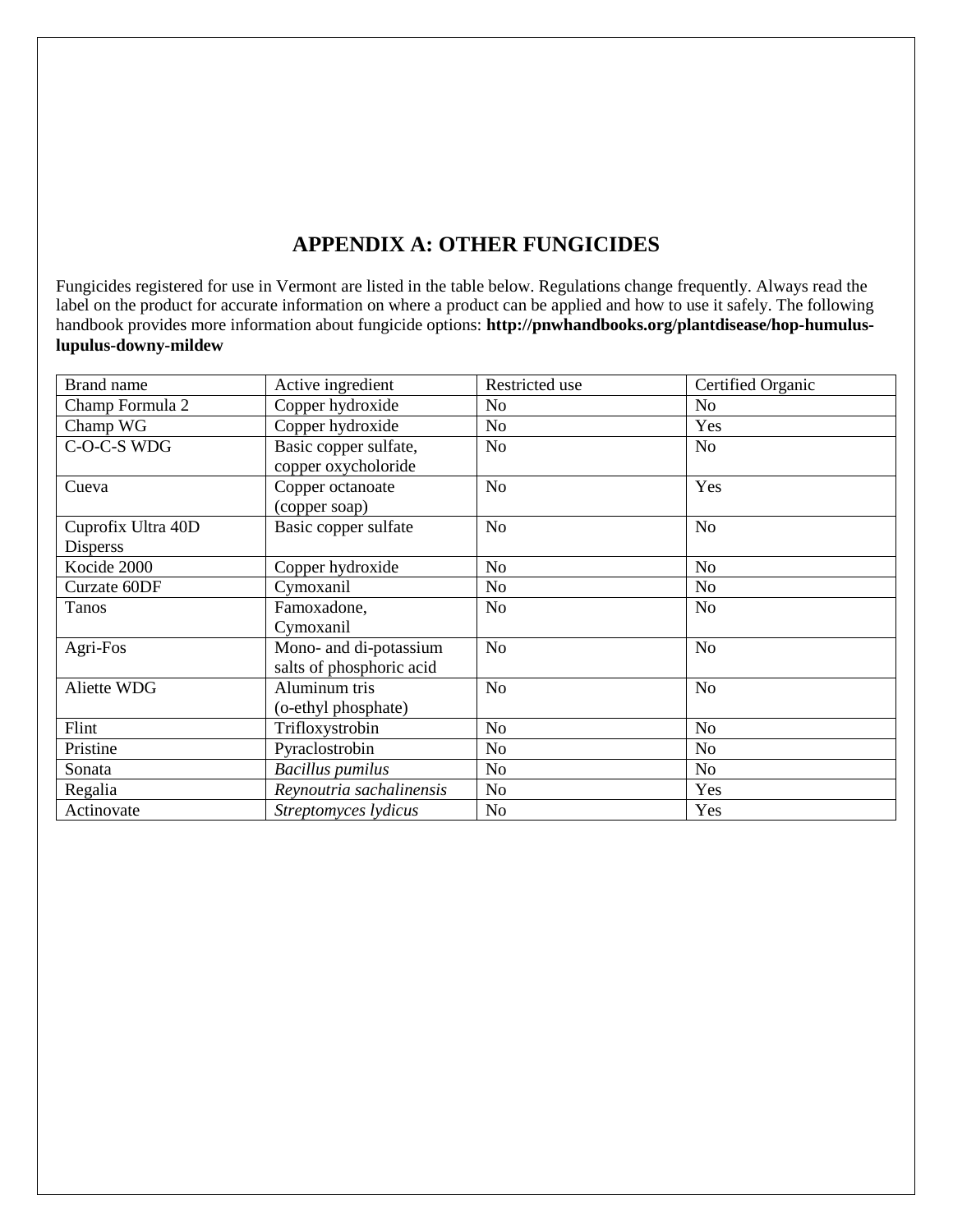# APPENDIX A: OTHER FUNGICIDES

Fungicides registered for use in Vermont are listed in the table below. Regulations change frequently. Always read the label on the product for accurate information on where a product can be applied and how to use it safely. The following handbook provides more information about fungicide options: **http://pnwhandbooks.org/plantdisease/hop-humulus-lupulus-downy-mildew**

| Brand name | Active ingredient | Restricted use | Certified Organic |
|---|---|---|---|
| Champ Formula 2 | Copper hydroxide | No | No |
| Champ WG | Copper hydroxide | No | Yes |
| C-O-C-S WDG | Basic copper sulfate, copper oxycholoride | No | No |
| Cueva | Copper octanoate (copper soap) | No | Yes |
| Cuprofix Ultra 40D Disperss | Basic copper sulfate | No | No |
| Kocide 2000 | Copper hydroxide | No | No |
| Curzate 60DF | Cymoxanil | No | No |
| Tanos | Famoxadone, Cymoxanil | No | No |
| Agri-Fos | Mono- and di-potassium salts of phosphoric acid | No | No |
| Aliette WDG | Aluminum tris (o-ethyl phosphate) | No | No |
| Flint | Trifloxystrobin | No | No |
| Pristine | Pyraclostrobin | No | No |
| Sonata | *Bacillus pumilus* | No | No |
| Regalia | *Reynoutria sachalinensis* | No | Yes |
| Actinovate | *Streptomyces lydicus* | No | Yes |